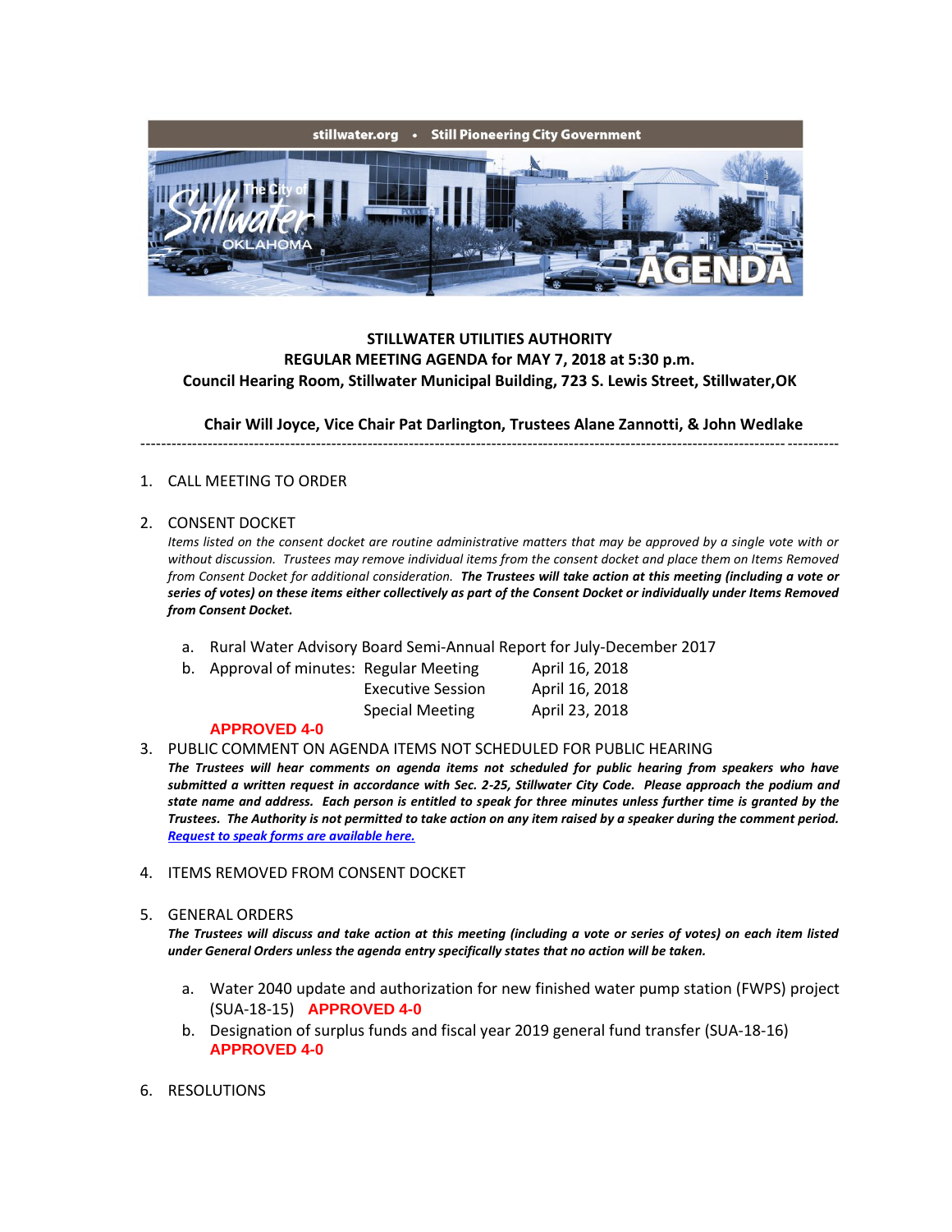stillwater.org • Still Pioneering City Government

The City of Stillwater OKLAHOMA AGENDA

**STILLWATER UTILITIES AUTHORITY**
**REGULAR MEETING AGENDA for MAY 7, 2018 at 5:30 p.m.**
**Council Hearing Room, Stillwater Municipal Building, 723 S. Lewis Street, Stillwater,OK**

**Chair Will Joyce, Vice Chair Pat Darlington, Trustees Alane Zannotti, & John Wedlake**

---

1. CALL MEETING TO ORDER

2. CONSENT DOCKET

   *Items listed on the consent docket are routine administrative matters that may be approved by a single vote with or without discussion. Trustees may remove individual items from the consent docket and place them on Items Removed from Consent Docket for additional consideration.* ***The Trustees will take action at this meeting (including a vote or series of votes) on these items either collectively as part of the Consent Docket or individually under Items Removed from Consent Docket.***

   a. Rural Water Advisory Board Semi-Annual Report for July-December 2017
   b. Approval of minutes: Regular Meeting April 16, 2018
      Executive Session April 16, 2018
      Special Meeting April 23, 2018

   **APPROVED 4-0**

3. PUBLIC COMMENT ON AGENDA ITEMS NOT SCHEDULED FOR PUBLIC HEARING

   ***The Trustees will hear comments on agenda items not scheduled for public hearing from speakers who have submitted a written request in accordance with Sec. 2-25, Stillwater City Code. Please approach the podium and state name and address. Each person is entitled to speak for three minutes unless further time is granted by the Trustees. The Authority is not permitted to take action on any item raised by a speaker during the comment period.***
   ***Request to speak forms are available here.***

4. ITEMS REMOVED FROM CONSENT DOCKET

5. GENERAL ORDERS

   ***The Trustees will discuss and take action at this meeting (including a vote or series of votes) on each item listed under General Orders unless the agenda entry specifically states that no action will be taken.***

   a. Water 2040 update and authorization for new finished water pump station (FWPS) project (SUA-18-15) **APPROVED 4-0**
   b. Designation of surplus funds and fiscal year 2019 general fund transfer (SUA-18-16)
      **APPROVED 4-0**

6. RESOLUTIONS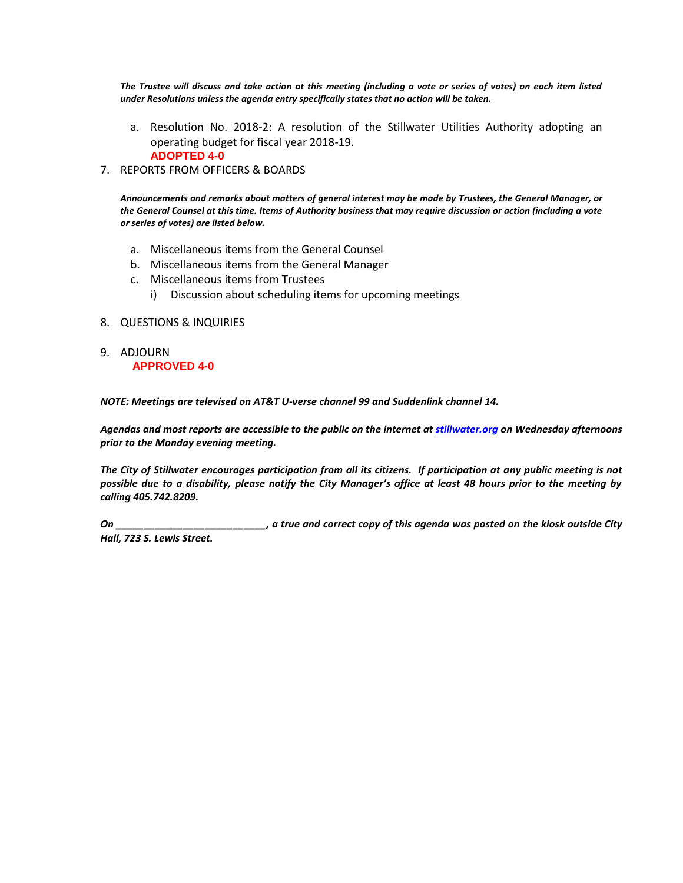***The Trustee will discuss and take action at this meeting (including a vote or series of votes) on each item listed under Resolutions unless the agenda entry specifically states that no action will be taken.***

a. Resolution No. 2018-2: A resolution of the Stillwater Utilities Authority adopting an operating budget for fiscal year 2018-19.
   **ADOPTED 4-0**

7. REPORTS FROM OFFICERS & BOARDS

***Announcements and remarks about matters of general interest may be made by Trustees, the General Manager, or the General Counsel at this time. Items of Authority business that may require discussion or action (including a vote or series of votes) are listed below.***

a. Miscellaneous items from the General Counsel
b. Miscellaneous items from the General Manager
c. Miscellaneous items from Trustees
   i) Discussion about scheduling items for upcoming meetings

8. QUESTIONS & INQUIRIES

9. ADJOURN
   **APPROVED 4-0**

***NOTE: Meetings are televised on AT&T U-verse channel 99 and Suddenlink channel 14.***

***Agendas and most reports are accessible to the public on the internet at stillwater.org on Wednesday afternoons prior to the Monday evening meeting.***

***The City of Stillwater encourages participation from all its citizens. If participation at any public meeting is not possible due to a disability, please notify the City Manager's office at least 48 hours prior to the meeting by calling 405.742.8209.***

***On ___________________________, a true and correct copy of this agenda was posted on the kiosk outside City Hall, 723 S. Lewis Street.***